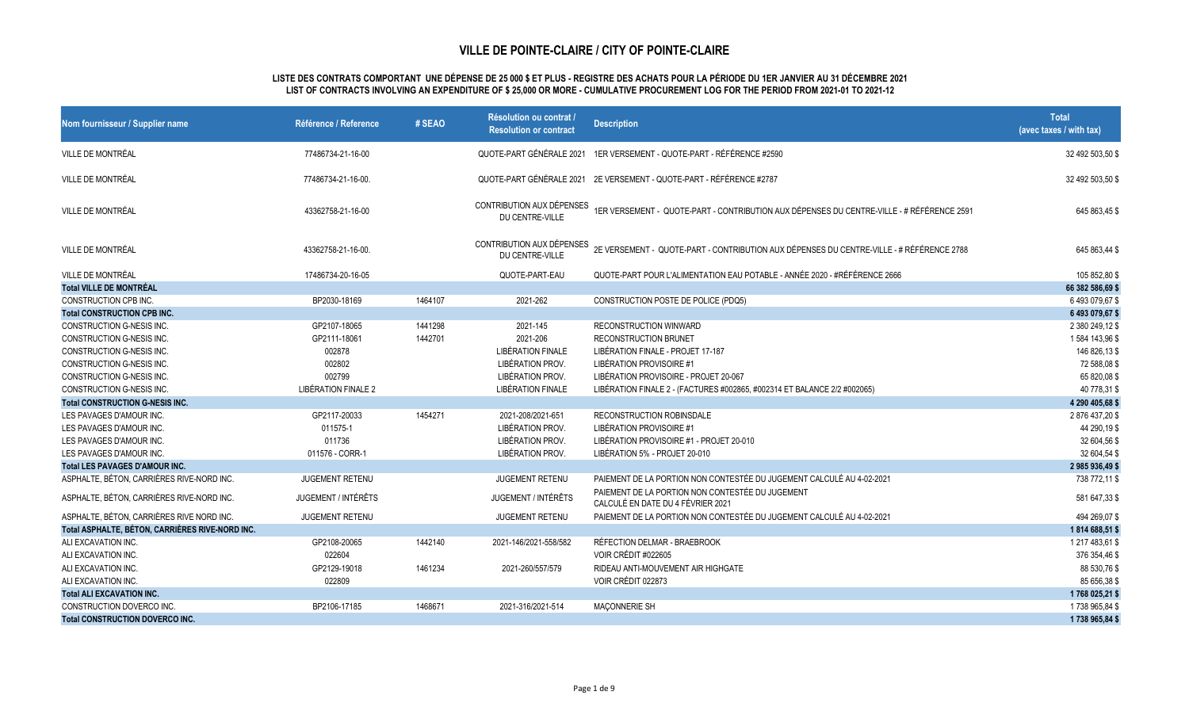## VILLE DE POINTE-CLAIRE / CITY OF POINTE-CLAIRE

**LISTE DES CONTRATS COMPORTANT UNE DÉPENSE DE 25 000 $ ET PLUS - REGISTRE DES ACHATS POUR LA PÉRIODE DU 1ER JANVIER AU 31 DÉCEMBRE 2021**
**LIST OF CONTRACTS INVOLVING AN EXPENDITURE OF $ 25,000 OR MORE - CUMULATIVE PROCUREMENT LOG FOR THE PERIOD FROM 2021-01 TO 2021-12**

| Nom fournisseur / Supplier name | Référence / Reference | # SEAO | Résolution ou contrat / Resolution or contract | Description | Total (avec taxes / with tax) |
|---|---|---|---|---|---|
| VILLE DE MONTRÉAL | 77486734-21-16-00 | | QUOTE-PART GÉNÉRALE 2021 | 1ER VERSEMENT - QUOTE-PART - RÉFÉRENCE #2590 | 32 492 503,50 $ |
| VILLE DE MONTRÉAL | 77486734-21-16-00. | | QUOTE-PART GÉNÉRALE 2021 | 2E VERSEMENT - QUOTE-PART - RÉFÉRENCE #2787 | 32 492 503,50 $ |
| VILLE DE MONTRÉAL | 43362758-21-16-00 | | CONTRIBUTION AUX DÉPENSES DU CENTRE-VILLE | 1ER VERSEMENT - QUOTE-PART - CONTRIBUTION AUX DÉPENSES DU CENTRE-VILLE - # RÉFÉRENCE 2591 | 645 863,45 $ |
| VILLE DE MONTRÉAL | 43362758-21-16-00. | | CONTRIBUTION AUX DÉPENSES DU CENTRE-VILLE | 2E VERSEMENT - QUOTE-PART - CONTRIBUTION AUX DÉPENSES DU CENTRE-VILLE - # RÉFÉRENCE 2788 | 645 863,44 $ |
| VILLE DE MONTRÉAL | 17486734-20-16-05 | | QUOTE-PART-EAU | QUOTE-PART POUR L'ALIMENTATION EAU POTABLE - ANNÉE 2020 - #RÉFÉRENCE 2666 | 105 852,80 $ |
| **Total VILLE DE MONTRÉAL** | | | | | **66 382 586,69 $** |
| CONSTRUCTION CPB INC. | BP2030-18169 | 1464107 | 2021-262 | CONSTRUCTION POSTE DE POLICE (PDQ5) | 6 493 079,67 $ |
| **Total CONSTRUCTION CPB INC.** | | | | | **6 493 079,67 $** |
| CONSTRUCTION G-NESIS INC. | GP2107-18065 | 1441298 | 2021-145 | RECONSTRUCTION WINWARD | 2 380 249,12 $ |
| CONSTRUCTION G-NESIS INC. | GP2111-18061 | 1442701 | 2021-206 | RECONSTRUCTION BRUNET | 1 584 143,96 $ |
| CONSTRUCTION G-NESIS INC. | 002878 | | LIBÉRATION FINALE | LIBÉRATION FINALE - PROJET 17-187 | 146 826,13 $ |
| CONSTRUCTION G-NESIS INC. | 002802 | | LIBÉRATION PROV. | LIBÉRATION PROVISOIRE #1 | 72 588,08 $ |
| CONSTRUCTION G-NESIS INC. | 002799 | | LIBÉRATION PROV. | LIBÉRATION PROVISOIRE - PROJET 20-067 | 65 820,08 $ |
| CONSTRUCTION G-NESIS INC. | LIBÉRATION FINALE 2 | | LIBÉRATION FINALE | LIBÉRATION FINALE 2 - (FACTURES #002865, #002314 ET BALANCE 2/2 #002065) | 40 778,31 $ |
| **Total CONSTRUCTION G-NESIS INC.** | | | | | **4 290 405,68 $** |
| LES PAVAGES D'AMOUR INC. | GP2117-20033 | 1454271 | 2021-208/2021-651 | RECONSTRUCTION ROBINSDALE | 2 876 437,20 $ |
| LES PAVAGES D'AMOUR INC. | 011575-1 | | LIBÉRATION PROV. | LIBÉRATION PROVISOIRE #1 | 44 290,19 $ |
| LES PAVAGES D'AMOUR INC. | 011736 | | LIBÉRATION PROV. | LIBÉRATION PROVISOIRE #1 - PROJET 20-010 | 32 604,56 $ |
| LES PAVAGES D'AMOUR INC. | 011576 - CORR-1 | | LIBÉRATION PROV. | LIBÉRATION 5% - PROJET 20-010 | 32 604,54 $ |
| **Total LES PAVAGES D'AMOUR INC.** | | | | | **2 985 936,49 $** |
| ASPHALTE, BÉTON, CARRIÈRES RIVE-NORD INC. | JUGEMENT RETENU | | JUGEMENT RETENU | PAIEMENT DE LA PORTION NON CONTESTÉE DU JUGEMENT CALCULÉ AU 4-02-2021 | 738 772,11 $ |
| ASPHALTE, BÉTON, CARRIÈRES RIVE-NORD INC. | JUGEMENT / INTÉRÊTS | | JUGEMENT / INTÉRÊTS | PAIEMENT DE LA PORTION NON CONTESTÉE DU JUGEMENT CALCULÉ EN DATE DU 4 FÉVRIER 2021 | 581 647,33 $ |
| ASPHALTE, BÉTON, CARRIÈRES RIVE NORD INC. | JUGEMENT RETENU | | JUGEMENT RETENU | PAIEMENT DE LA PORTION NON CONTESTÉE DU JUGEMENT CALCULÉ AU 4-02-2021 | 494 269,07 $ |
| **Total ASPHALTE, BÉTON, CARRIÈRES RIVE-NORD INC.** | | | | | **1 814 688,51 $** |
| ALI EXCAVATION INC. | GP2108-20065 | 1442140 | 2021-146/2021-558/582 | RÉFECTION DELMAR - BRAEBROOK | 1 217 483,61 $ |
| ALI EXCAVATION INC. | 022604 | | | VOIR CRÉDIT #022605 | 376 354,46 $ |
| ALI EXCAVATION INC. | GP2129-19018 | 1461234 | 2021-260/557/579 | RIDEAU ANTI-MOUVEMENT AIR HIGHGATE | 88 530,76 $ |
| ALI EXCAVATION INC. | 022809 | | | VOIR CRÉDIT 022873 | 85 656,38 $ |
| **Total ALI EXCAVATION INC.** | | | | | **1 768 025,21 $** |
| CONSTRUCTION DOVERCO INC. | BP2106-17185 | 1468671 | 2021-316/2021-514 | MAÇONNERIE SH | 1 738 965,84 $ |
| **Total CONSTRUCTION DOVERCO INC.** | | | | | **1 738 965,84 $** |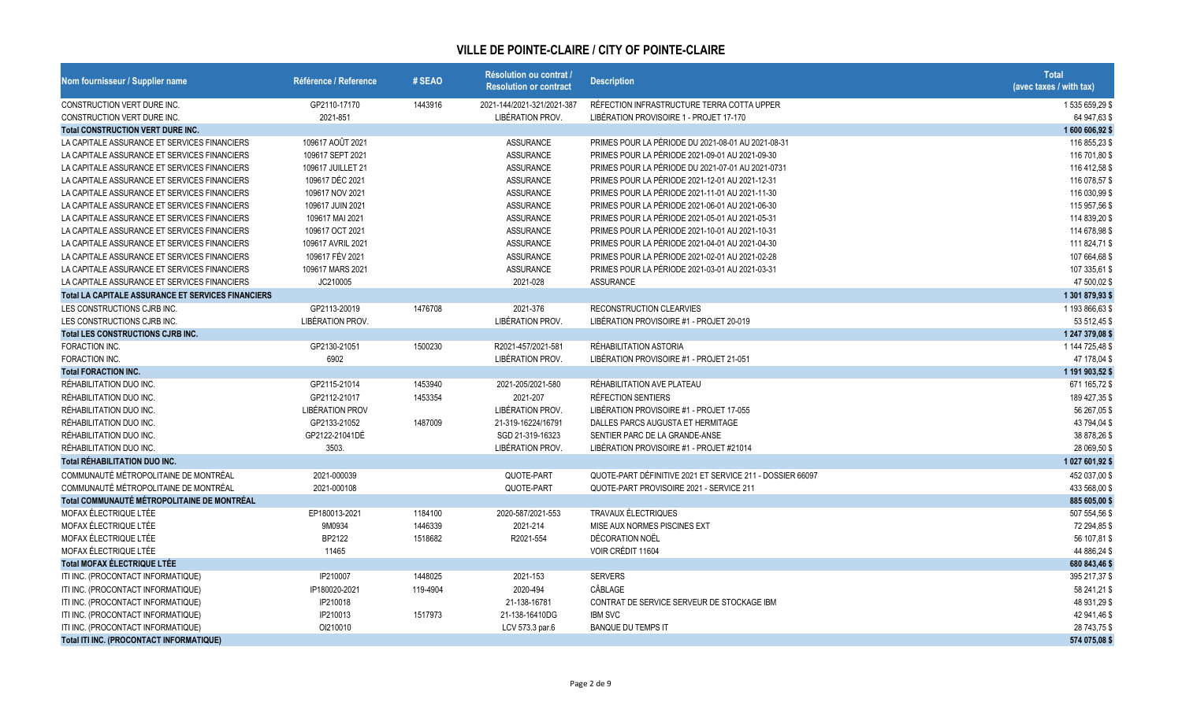## VILLE DE POINTE-CLAIRE / CITY OF POINTE-CLAIRE

| Nom fournisseur / Supplier name | Référence / Reference | # SEAO | Résolution ou contrat / Resolution or contract | Description | Total (avec taxes / with tax) |
|---|---|---|---|---|---|
| CONSTRUCTION VERT DURE INC. | GP2110-17170 | 1443916 | 2021-144/2021-321/2021-387 | RÉFECTION INFRASTRUCTURE TERRA COTTA UPPER | 1 535 659,29 $ |
| CONSTRUCTION VERT DURE INC. | 2021-851 | | LIBÉRATION PROV. | LIBÉRATION PROVISOIRE 1 - PROJET 17-170 | 64 947,63 $ |
| **Total CONSTRUCTION VERT DURE INC.** | | | | | **1 600 606,92 $** |
| LA CAPITALE ASSURANCE ET SERVICES FINANCIERS | 109617 AOÛT 2021 | | ASSURANCE | PRIMES POUR LA PÉRIODE DU 2021-08-01 AU 2021-08-31 | 116 855,23 $ |
| LA CAPITALE ASSURANCE ET SERVICES FINANCIERS | 109617 SEPT 2021 | | ASSURANCE | PRIMES POUR LA PÉRIODE 2021-09-01 AU 2021-09-30 | 116 701,80 $ |
| LA CAPITALE ASSURANCE ET SERVICES FINANCIERS | 109617 JUILLET 21 | | ASSURANCE | PRIMES POUR LA PÉRIODE DU 2021-07-01 AU 2021-0731 | 116 412,58 $ |
| LA CAPITALE ASSURANCE ET SERVICES FINANCIERS | 109617 DÉC 2021 | | ASSURANCE | PRIMES POUR LA PÉRIODE 2021-12-01 AU 2021-12-31 | 116 078,57 $ |
| LA CAPITALE ASSURANCE ET SERVICES FINANCIERS | 109617 NOV 2021 | | ASSURANCE | PRIMES POUR LA PÉRIODE 2021-11-01 AU 2021-11-30 | 116 030,99 $ |
| LA CAPITALE ASSURANCE ET SERVICES FINANCIERS | 109617 JUIN 2021 | | ASSURANCE | PRIMES POUR LA PÉRIODE 2021-06-01 AU 2021-06-30 | 115 957,56 $ |
| LA CAPITALE ASSURANCE ET SERVICES FINANCIERS | 109617 MAI 2021 | | ASSURANCE | PRIMES POUR LA PÉRIODE 2021-05-01 AU 2021-05-31 | 114 839,20 $ |
| LA CAPITALE ASSURANCE ET SERVICES FINANCIERS | 109617 OCT 2021 | | ASSURANCE | PRIMES POUR LA PÉRIODE 2021-10-01 AU 2021-10-31 | 114 678,98 $ |
| LA CAPITALE ASSURANCE ET SERVICES FINANCIERS | 109617 AVRIL 2021 | | ASSURANCE | PRIMES POUR LA PÉRIODE 2021-04-01 AU 2021-04-30 | 111 824,71 $ |
| LA CAPITALE ASSURANCE ET SERVICES FINANCIERS | 109617 FÉV 2021 | | ASSURANCE | PRIMES POUR LA PÉRIODE 2021-02-01 AU 2021-02-28 | 107 664,68 $ |
| LA CAPITALE ASSURANCE ET SERVICES FINANCIERS | 109617 MARS 2021 | | ASSURANCE | PRIMES POUR LA PÉRIODE 2021-03-01 AU 2021-03-31 | 107 335,61 $ |
| LA CAPITALE ASSURANCE ET SERVICES FINANCIERS | JC210005 | | 2021-028 | ASSURANCE | 47 500,02 $ |
| **Total LA CAPITALE ASSURANCE ET SERVICES FINANCIERS** | | | | | **1 301 879,93 $** |
| LES CONSTRUCTIONS CJRB INC. | GP2113-20019 | 1476708 | 2021-376 | RECONSTRUCTION CLEARVIES | 1 193 866,63 $ |
| LES CONSTRUCTIONS CJRB INC. | LIBÉRATION PROV. | | LIBÉRATION PROV. | LIBÉRATION PROVISOIRE #1 - PROJET 20-019 | 53 512,45 $ |
| **Total LES CONSTRUCTIONS CJRB INC.** | | | | | **1 247 379,08 $** |
| FORACTION INC. | GP2130-21051 | 1500230 | R2021-457/2021-581 | RÉHABILITATION ASTORIA | 1 144 725,48 $ |
| FORACTION INC. | 6902 | | LIBÉRATION PROV. | LIBÉRATION PROVISOIRE #1 - PROJET 21-051 | 47 178,04 $ |
| **Total FORACTION INC.** | | | | | **1 191 903,52 $** |
| RÉHABILITATION DUO INC. | GP2115-21014 | 1453940 | 2021-205/2021-580 | RÉHABILITATION AVE PLATEAU | 671 165,72 $ |
| RÉHABILITATION DUO INC. | GP2112-21017 | 1453354 | 2021-207 | RÉFECTION SENTIERS | 189 427,35 $ |
| RÉHABILITATION DUO INC. | LIBÉRATION PROV | | LIBÉRATION PROV. | LIBÉRATION PROVISOIRE #1 - PROJET 17-055 | 56 267,05 $ |
| RÉHABILITATION DUO INC. | GP2133-21052 | 1487009 | 21-319-16224/16791 | DALLES PARCS AUGUSTA ET HERMITAGE | 43 794,04 $ |
| RÉHABILITATION DUO INC. | GP2122-21041DÉ | | SGD 21-319-16323 | SENTIER PARC DE LA GRANDE-ANSE | 38 878,26 $ |
| RÉHABILITATION DUO INC. | 3503. | | LIBÉRATION PROV. | LIBÉRATION PROVISOIRE #1 - PROJET #21014 | 28 069,50 $ |
| **Total RÉHABILITATION DUO INC.** | | | | | **1 027 601,92 $** |
| COMMUNAUTÉ MÉTROPOLITAINE DE MONTRÉAL | 2021-000039 | | QUOTE-PART | QUOTE-PART DÉFINITIVE 2021 ET SERVICE 211 - DOSSIER 66097 | 452 037,00 $ |
| COMMUNAUTÉ MÉTROPOLITAINE DE MONTRÉAL | 2021-000108 | | QUOTE-PART | QUOTE-PART PROVISOIRE 2021 - SERVICE 211 | 433 568,00 $ |
| **Total COMMUNAUTÉ MÉTROPOLITAINE DE MONTRÉAL** | | | | | **885 605,00 $** |
| MOFAX ÉLECTRIQUE LTÉE | EP180013-2021 | 1184100 | 2020-587/2021-553 | TRAVAUX ÉLECTRIQUES | 507 554,56 $ |
| MOFAX ÉLECTRIQUE LTÉE | 9M0934 | 1446339 | 2021-214 | MISE AUX NORMES PISCINES EXT | 72 294,85 $ |
| MOFAX ÉLECTRIQUE LTÉE | BP2122 | 1518682 | R2021-554 | DÉCORATION NOËL | 56 107,81 $ |
| MOFAX ÉLECTRIQUE LTÉE | 11465 | | | VOIR CRÉDIT 11604 | 44 886,24 $ |
| **Total MOFAX ÉLECTRIQUE LTÉE** | | | | | **680 843,46 $** |
| ITI INC. (PROCONTACT INFORMATIQUE) | IP210007 | 1448025 | 2021-153 | SERVERS | 395 217,37 $ |
| ITI INC. (PROCONTACT INFORMATIQUE) | IP180020-2021 | 119-4904 | 2020-494 | CÂBLAGE | 58 241,21 $ |
| ITI INC. (PROCONTACT INFORMATIQUE) | IP210018 | | 21-138-16781 | CONTRAT DE SERVICE SERVEUR DE STOCKAGE IBM | 48 931,29 $ |
| ITI INC. (PROCONTACT INFORMATIQUE) | IP210013 | 1517973 | 21-138-16410DG | IBM SVC | 42 941,46 $ |
| ITI INC. (PROCONTACT INFORMATIQUE) | OI210010 | | LCV 573.3 par.6 | BANQUE DU TEMPS IT | 28 743,75 $ |
| **Total ITI INC. (PROCONTACT INFORMATIQUE)** | | | | | **574 075,08 $** |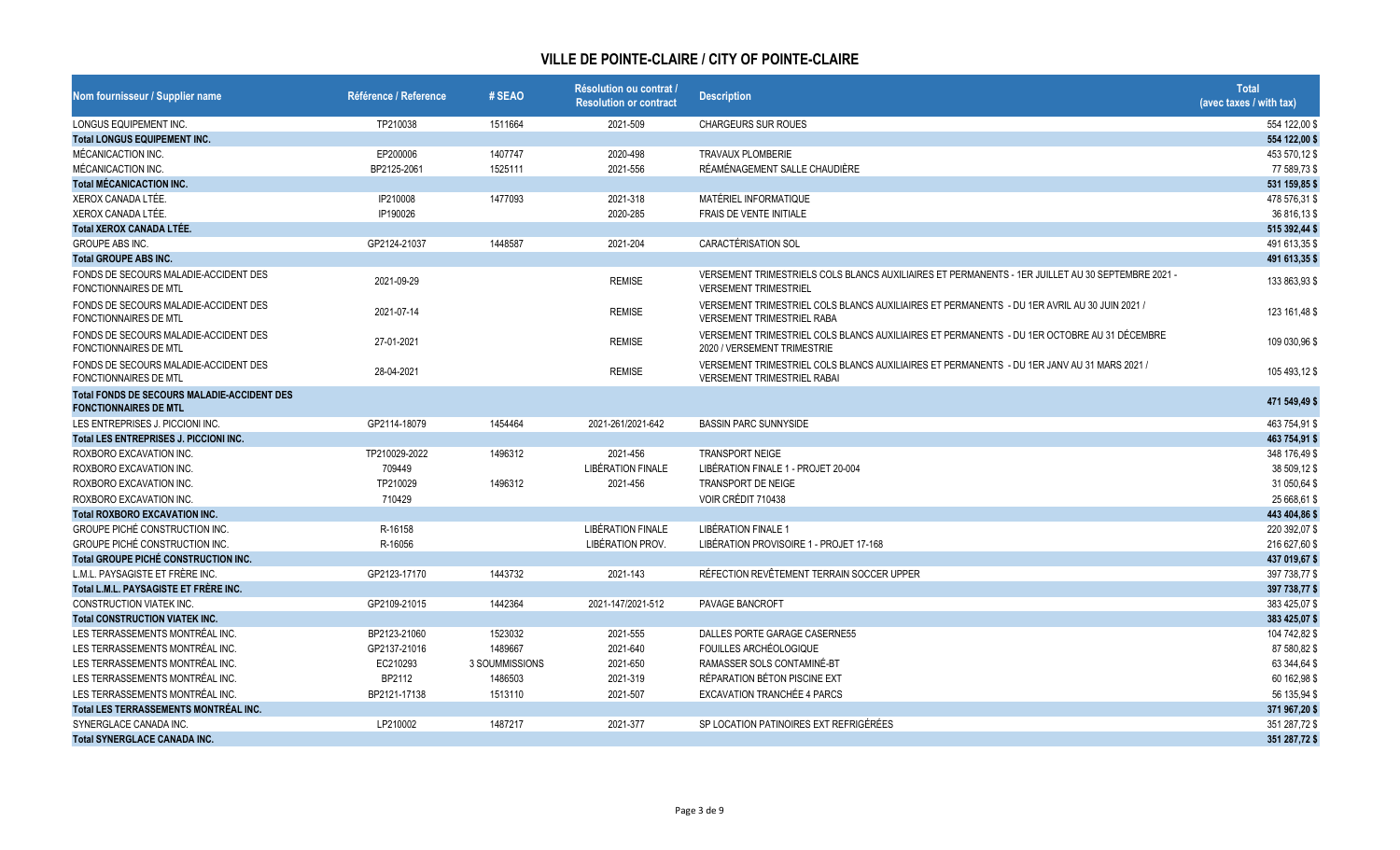## VILLE DE POINTE-CLAIRE / CITY OF POINTE-CLAIRE

| Nom fournisseur / Supplier name | Référence / Reference | # SEAO | Résolution ou contrat / Resolution or contract | Description | Total (avec taxes / with tax) |
|---|---|---|---|---|---|
| LONGUS EQUIPEMENT INC. | TP210038 | 1511664 | 2021-509 | CHARGEURS SUR ROUES | 554 122,00 $ |
| **Total LONGUS EQUIPEMENT INC.** | | | | | **554 122,00 $** |
| MÉCANICACTION INC. | EP200006 | 1407747 | 2020-498 | TRAVAUX PLOMBERIE | 453 570,12 $ |
| MÉCANICACTION INC. | BP2125-2061 | 1525111 | 2021-556 | RÉAMÉNAGEMENT SALLE CHAUDIÈRE | 77 589,73 $ |
| **Total MÉCANICACTION INC.** | | | | | **531 159,85 $** |
| XEROX CANADA LTÉE. | IP210008 | 1477093 | 2021-318 | MATÉRIEL INFORMATIQUE | 478 576,31 $ |
| XEROX CANADA LTÉE. | IP190026 | | 2020-285 | FRAIS DE VENTE INITIALE | 36 816,13 $ |
| **Total XEROX CANADA LTÉE.** | | | | | **515 392,44 $** |
| GROUPE ABS INC. | GP2124-21037 | 1448587 | 2021-204 | CARACTÉRISATION SOL | 491 613,35 $ |
| **Total GROUPE ABS INC.** | | | | | **491 613,35 $** |
| FONDS DE SECOURS MALADIE-ACCIDENT DES FONCTIONNAIRES DE MTL | 2021-09-29 | | REMISE | VERSEMENT TRIMESTRIELS COLS BLANCS AUXILIAIRES ET PERMANENTS - 1ER JUILLET AU 30 SEPTEMBRE 2021 - VERSEMENT TRIMESTRIEL | 133 863,93 $ |
| FONDS DE SECOURS MALADIE-ACCIDENT DES FONCTIONNAIRES DE MTL | 2021-07-14 | | REMISE | VERSEMENT TRIMESTRIEL COLS BLANCS AUXILIAIRES ET PERMANENTS - DU 1ER AVRIL AU 30 JUIN 2021 / VERSEMENT TRIMESTRIEL RABA | 123 161,48 $ |
| FONDS DE SECOURS MALADIE-ACCIDENT DES FONCTIONNAIRES DE MTL | 27-01-2021 | | REMISE | VERSEMENT TRIMESTRIEL COLS BLANCS AUXILIAIRES ET PERMANENTS - DU 1ER OCTOBRE AU 31 DÉCEMBRE 2020 / VERSEMENT TRIMESTRIE | 109 030,96 $ |
| FONDS DE SECOURS MALADIE-ACCIDENT DES FONCTIONNAIRES DE MTL | 28-04-2021 | | REMISE | VERSEMENT TRIMESTRIEL COLS BLANCS AUXILIAIRES ET PERMANENTS - DU 1ER JANV AU 31 MARS 2021 / VERSEMENT TRIMESTRIEL RABAI | 105 493,12 $ |
| **Total FONDS DE SECOURS MALADIE-ACCIDENT DES FONCTIONNAIRES DE MTL** | | | | | **471 549,49 $** |
| LES ENTREPRISES J. PICCIONI INC. | GP2114-18079 | 1454464 | 2021-261/2021-642 | BASSIN PARC SUNNYSIDE | 463 754,91 $ |
| **Total LES ENTREPRISES J. PICCIONI INC.** | | | | | **463 754,91 $** |
| ROXBORO EXCAVATION INC. | TP210029-2022 | 1496312 | 2021-456 | TRANSPORT NEIGE | 348 176,49 $ |
| ROXBORO EXCAVATION INC. | 709449 | | LIBÉRATION FINALE | LIBÉRATION FINALE 1 - PROJET 20-004 | 38 509,12 $ |
| ROXBORO EXCAVATION INC. | TP210029 | 1496312 | 2021-456 | TRANSPORT DE NEIGE | 31 050,64 $ |
| ROXBORO EXCAVATION INC. | 710429 | | | VOIR CRÉDIT 710438 | 25 668,61 $ |
| **Total ROXBORO EXCAVATION INC.** | | | | | **443 404,86 $** |
| GROUPE PICHÉ CONSTRUCTION INC. | R-16158 | | LIBÉRATION FINALE | LIBÉRATION FINALE 1 | 220 392,07 $ |
| GROUPE PICHÉ CONSTRUCTION INC. | R-16056 | | LIBÉRATION PROV. | LIBÉRATION PROVISOIRE 1 - PROJET 17-168 | 216 627,60 $ |
| **Total GROUPE PICHÉ CONSTRUCTION INC.** | | | | | **437 019,67 $** |
| L.M.L. PAYSAGISTE ET FRÈRE INC. | GP2123-17170 | 1443732 | 2021-143 | RÉFECTION REVÊTEMENT TERRAIN SOCCER UPPER | 397 738,77 $ |
| **Total L.M.L. PAYSAGISTE ET FRÈRE INC.** | | | | | **397 738,77 $** |
| CONSTRUCTION VIATEK INC. | GP2109-21015 | 1442364 | 2021-147/2021-512 | PAVAGE BANCROFT | 383 425,07 $ |
| **Total CONSTRUCTION VIATEK INC.** | | | | | **383 425,07 $** |
| LES TERRASSEMENTS MONTRÉAL INC. | BP2123-21060 | 1523032 | 2021-555 | DALLES PORTE GARAGE CASERNE55 | 104 742,82 $ |
| LES TERRASSEMENTS MONTRÉAL INC. | GP2137-21016 | 1489667 | 2021-640 | FOUILLES ARCHÉOLOGIQUE | 87 580,82 $ |
| LES TERRASSEMENTS MONTRÉAL INC. | EC210293 | 3 SOUMMISSIONS | 2021-650 | RAMASSER SOLS CONTAMINÉ-BT | 63 344,64 $ |
| LES TERRASSEMENTS MONTRÉAL INC. | BP2112 | 1486503 | 2021-319 | RÉPARATION BÉTON PISCINE EXT | 60 162,98 $ |
| LES TERRASSEMENTS MONTRÉAL INC. | BP2121-17138 | 1513110 | 2021-507 | EXCAVATION TRANCHÉE 4 PARCS | 56 135,94 $ |
| **Total LES TERRASSEMENTS MONTRÉAL INC.** | | | | | **371 967,20 $** |
| SYNERGLACE CANADA INC. | LP210002 | 1487217 | 2021-377 | SP LOCATION PATINOIRES EXT REFRIGÉRÉES | 351 287,72 $ |
| **Total SYNERGLACE CANADA INC.** | | | | | **351 287,72 $** |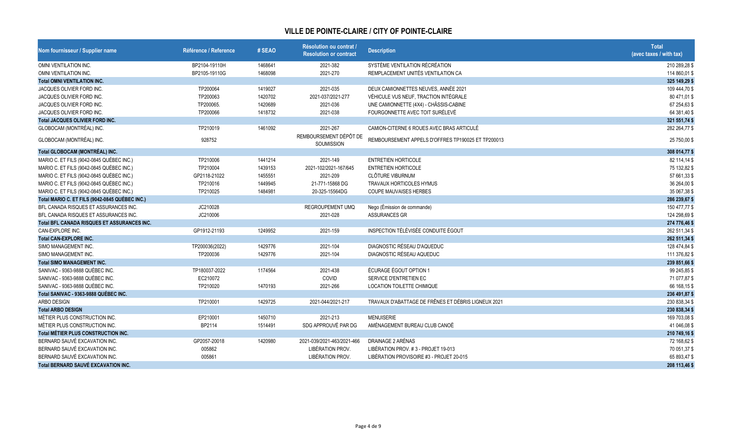## VILLE DE POINTE-CLAIRE / CITY OF POINTE-CLAIRE

| Nom fournisseur / Supplier name | Référence / Reference | # SEAO | Résolution ou contrat / Resolution or contract | Description | Total (avec taxes / with tax) |
|---|---|---|---|---|---|
| OMNI VENTILATION INC. | BP2104-19110H | 1468641 | 2021-382 | SYSTÈME VENTILATION RÉCRÉATION | 210 289,28 $ |
| OMNI VENTILATION INC. | BP2105-19110G | 1468098 | 2021-270 | REMPLACEMENT UNITÉS VENTILATION CA | 114 860,01 $ |
| **Total OMNI VENTILATION INC.** | | | | | **325 149,29 $** |
| JACQUES OLIVIER FORD INC. | TP200064 | 1419027 | 2021-035 | DEUX CAMIONNETTES NEUVES, ANNÉE 2021 | 109 444,70 $ |
| JACQUES OLIVIER FORD INC. | TP200063 | 1420702 | 2021-037/2021-277 | VÉHICULE VUS NEUF, TRACTION INTÉGRALE | 80 471,01 $ |
| JACQUES OLIVIER FORD INC. | TP200065. | 1420689 | 2021-036 | UNE CAMIONNETTE (4X4) - CHÂSSIS-CABINE | 67 254,63 $ |
| JACQUES OLIVIER FORD INC. | TP200066 | 1418732 | 2021-038 | FOURGONNETTE AVEC TOIT SURÉLEVÉ | 64 381,40 $ |
| **Total JACQUES OLIVIER FORD INC.** | | | | | **321 551,74 $** |
| GLOBOCAM (MONTRÉAL) INC. | TP210019 | 1461092 | 2021-267 | CAMION-CITERNE 6 ROUES AVEC BRAS ARTICULÉ | 282 264,77 $ |
| GLOBOCAM (MONTRÉAL) INC. | 928752 | | REMBOURSEMENT DÉPÔT DE SOUMISSION | REMBOURSEMENT APPELS D'OFFRES TP190025 ET TP200013 | 25 750,00 $ |
| **Total GLOBOCAM (MONTRÉAL) INC.** | | | | | **308 014,77 $** |
| MARIO C. ET FILS (9042-0845 QUÉBEC INC.) | TP210006 | 1441214 | 2021-149 | ENTRETIEN HORTICOLE | 82 114,14 $ |
| MARIO C. ET FILS (9042-0845 QUÉBEC INC.) | TP210004 | 1439153 | 2021-102/2021-167/645 | ENTRETIEN HORTICOLE | 75 132,82 $ |
| MARIO C. ET FILS (9042-0845 QUÉBEC INC.) | GP2118-21022 | 1455551 | 2021-209 | CLÔTURE VIBURNUM | 57 661,33 $ |
| MARIO C. ET FILS (9042-0845 QUÉBEC INC.) | TP210016 | 1449945 | 21-771-15868 DG | TRAVAUX HORTICOLES HYMUS | 36 264,00 $ |
| MARIO C. ET FILS (9042-0845 QUÉBEC INC.) | TP210025 | 1484981 | 20-325-15564DG | COUPE MAUVAISES HERBES | 35 067,38 $ |
| **Total MARIO C. ET FILS (9042-0845 QUÉBEC INC.)** | | | | | **286 239,67 $** |
| BFL CANADA RISQUES ET ASSURANCES INC. | JC210028 | | REGROUPEMENT UMQ | Nego (Émission de commande) | 150 477,77 $ |
| BFL CANADA RISQUES ET ASSURANCES INC. | JC210006 | | 2021-028 | ASSURANCES GR | 124 298,69 $ |
| **Total BFL CANADA RISQUES ET ASSURANCES INC.** | | | | | **274 776,46 $** |
| CAN-EXPLORE INC. | GP1912-21193 | 1249952 | 2021-159 | INSPECTION TÉLÉVISÉE CONDUITE ÉGOUT | 262 511,34 $ |
| **Total CAN-EXPLORE INC.** | | | | | **262 511,34 $** |
| SIMO MANAGEMENT INC. | TP200036(2022) | 1429776 | 2021-104 | DIAGNOSTIC RÉSEAU D'AQUEDUC | 128 474,84 $ |
| SIMO MANAGEMENT INC. | TP200036 | 1429776 | 2021-104 | DIAGNOSTIC RÉSEAU AQUEDUC | 111 376,82 $ |
| **Total SIMO MANAGEMENT INC.** | | | | | **239 851,66 $** |
| SANIVAC - 9363-9888 QUÉBEC INC. | TP180037-2022 | 1174564 | 2021-438 | ÉCURAGE ÉGOUT OPTION 1 | 99 245,85 $ |
| SANIVAC - 9363-9888 QUÉBEC INC. | EC210072 | | COVID | SERVICE D'ENTRETIEN EC | 71 077,87 $ |
| SANIVAC - 9363-9888 QUÉBEC INC. | TP210020 | 1470193 | 2021-266 | LOCATION TOILETTE CHIMIQUE | 66 168,15 $ |
| **Total SANIVAC - 9363-9888 QUÉBEC INC.** | | | | | **236 491,87 $** |
| ARBO DESIGN | TP210001 | 1429725 | 2021-044/2021-217 | TRAVAUX D'ABATTAGE DE FRÊNES ET DÉBRIS LIGNEUX 2021 | 230 838,34 $ |
| **Total ARBO DESIGN** | | | | | **230 838,34 $** |
| MÉTIER PLUS CONSTRUCTION INC. | EP210001 | 1450710 | 2021-213 | MENUISERIE | 169 703,08 $ |
| MÉTIER PLUS CONSTRUCTION INC. | BP2114 | 1514491 | SDG APPROUVÉ PAR DG | AMÉNAGEMENT BUREAU CLUB CANOË | 41 046,08 $ |
| **Total MÉTIER PLUS CONSTRUCTION INC.** | | | | | **210 749,16 $** |
| BERNARD SAUVÉ EXCAVATION INC. | GP2057-20018 | 1420980 | 2021-039/2021-463/2021-466 | DRAINAGE 2 ARÉNAS | 72 168,62 $ |
| BERNARD SAUVÉ EXCAVATION INC. | 005862 | | LIBÉRATION PROV. | LIBÉRATION PROV. # 3 - PROJET 19-013 | 70 051,37 $ |
| BERNARD SAUVÉ EXCAVATION INC. | 005861 | | LIBÉRATION PROV. | LIBÉRATION PROVISOIRE #3 - PROJET 20-015 | 65 893,47 $ |
| **Total BERNARD SAUVÉ EXCAVATION INC.** | | | | | **208 113,46 $** |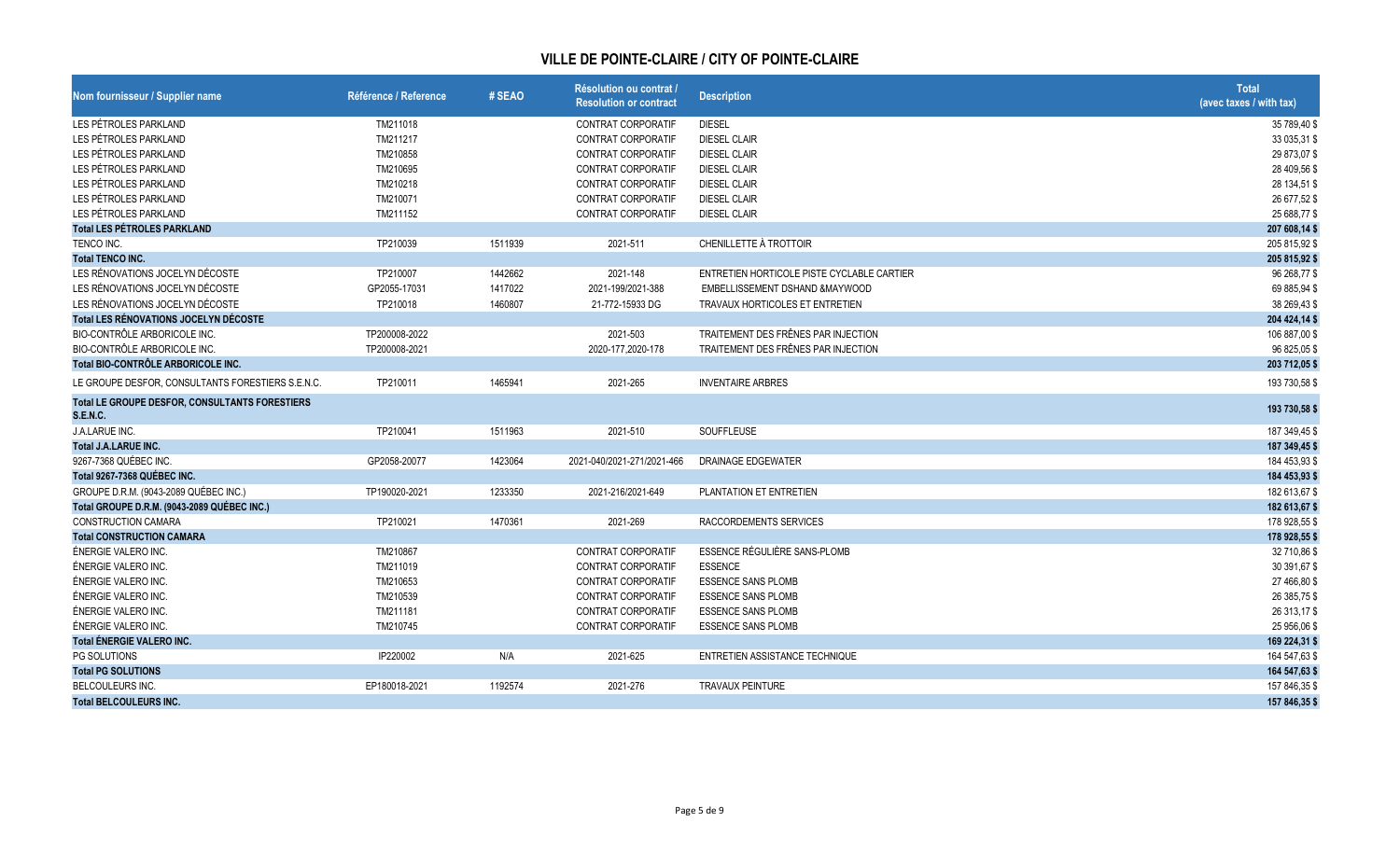## VILLE DE POINTE-CLAIRE / CITY OF POINTE-CLAIRE

| Nom fournisseur / Supplier name | Référence / Reference | # SEAO | Résolution ou contrat / Resolution or contract | Description | Total (avec taxes / with tax) |
|---|---|---|---|---|---|
| LES PÉTROLES PARKLAND | TM211018 | | CONTRAT CORPORATIF | DIESEL | 35 789,40 $ |
| LES PÉTROLES PARKLAND | TM211217 | | CONTRAT CORPORATIF | DIESEL CLAIR | 33 035,31 $ |
| LES PÉTROLES PARKLAND | TM210858 | | CONTRAT CORPORATIF | DIESEL CLAIR | 29 873,07 $ |
| LES PÉTROLES PARKLAND | TM210695 | | CONTRAT CORPORATIF | DIESEL CLAIR | 28 409,56 $ |
| LES PÉTROLES PARKLAND | TM210218 | | CONTRAT CORPORATIF | DIESEL CLAIR | 28 134,51 $ |
| LES PÉTROLES PARKLAND | TM210071 | | CONTRAT CORPORATIF | DIESEL CLAIR | 26 677,52 $ |
| LES PÉTROLES PARKLAND | TM211152 | | CONTRAT CORPORATIF | DIESEL CLAIR | 25 688,77 $ |
| **Total LES PÉTROLES PARKLAND** | | | | | **207 608,14 $** |
| TENCO INC. | TP210039 | 1511939 | 2021-511 | CHENILLETTE À TROTTOIR | 205 815,92 $ |
| **Total TENCO INC.** | | | | | **205 815,92 $** |
| LES RÉNOVATIONS JOCELYN DÉCOSTE | TP210007 | 1442662 | 2021-148 | ENTRETIEN HORTICOLE PISTE CYCLABLE CARTIER | 96 268,77 $ |
| LES RÉNOVATIONS JOCELYN DÉCOSTE | GP2055-17031 | 1417022 | 2021-199/2021-388 | EMBELLISSEMENT DSHAND &MAYWOOD | 69 885,94 $ |
| LES RÉNOVATIONS JOCELYN DÉCOSTE | TP210018 | 1460807 | 21-772-15933 DG | TRAVAUX HORTICOLES ET ENTRETIEN | 38 269,43 $ |
| **Total LES RÉNOVATIONS JOCELYN DÉCOSTE** | | | | | **204 424,14 $** |
| BIO-CONTRÔLE ARBORICOLE INC. | TP200008-2022 | | 2021-503 | TRAITEMENT DES FRÊNES PAR INJECTION | 106 887,00 $ |
| BIO-CONTRÔLE ARBORICOLE INC. | TP200008-2021 | | 2020-177,2020-178 | TRAITEMENT DES FRÊNES PAR INJECTION | 96 825,05 $ |
| **Total BIO-CONTRÔLE ARBORICOLE INC.** | | | | | **203 712,05 $** |
| LE GROUPE DESFOR, CONSULTANTS FORESTIERS S.E.N.C. | TP210011 | 1465941 | 2021-265 | INVENTAIRE ARBRES | 193 730,58 $ |
| **Total LE GROUPE DESFOR, CONSULTANTS FORESTIERS S.E.N.C.** | | | | | **193 730,58 $** |
| J.A.LARUE INC. | TP210041 | 1511963 | 2021-510 | SOUFFLEUSE | 187 349,45 $ |
| **Total J.A.LARUE INC.** | | | | | **187 349,45 $** |
| 9267-7368 QUÉBEC INC. | GP2058-20077 | 1423064 | 2021-040/2021-271/2021-466 | DRAINAGE EDGEWATER | 184 453,93 $ |
| **Total 9267-7368 QUÉBEC INC.** | | | | | **184 453,93 $** |
| GROUPE D.R.M. (9043-2089 QUÉBEC INC.) | TP190020-2021 | 1233350 | 2021-216/2021-649 | PLANTATION ET ENTRETIEN | 182 613,67 $ |
| **Total GROUPE D.R.M. (9043-2089 QUÉBEC INC.)** | | | | | **182 613,67 $** |
| CONSTRUCTION CAMARA | TP210021 | 1470361 | 2021-269 | RACCORDEMENTS SERVICES | 178 928,55 $ |
| **Total CONSTRUCTION CAMARA** | | | | | **178 928,55 $** |
| ÉNERGIE VALERO INC. | TM210867 | | CONTRAT CORPORATIF | ESSENCE RÉGULIÈRE SANS-PLOMB | 32 710,86 $ |
| ÉNERGIE VALERO INC. | TM211019 | | CONTRAT CORPORATIF | ESSENCE | 30 391,67 $ |
| ÉNERGIE VALERO INC. | TM210653 | | CONTRAT CORPORATIF | ESSENCE SANS PLOMB | 27 466,80 $ |
| ÉNERGIE VALERO INC. | TM210539 | | CONTRAT CORPORATIF | ESSENCE SANS PLOMB | 26 385,75 $ |
| ÉNERGIE VALERO INC. | TM211181 | | CONTRAT CORPORATIF | ESSENCE SANS PLOMB | 26 313,17 $ |
| ÉNERGIE VALERO INC. | TM210745 | | CONTRAT CORPORATIF | ESSENCE SANS PLOMB | 25 956,06 $ |
| **Total ÉNERGIE VALERO INC.** | | | | | **169 224,31 $** |
| PG SOLUTIONS | IP220002 | N/A | 2021-625 | ENTRETIEN ASSISTANCE TECHNIQUE | 164 547,63 $ |
| **Total PG SOLUTIONS** | | | | | **164 547,63 $** |
| BELCOULEURS INC. | EP180018-2021 | 1192574 | 2021-276 | TRAVAUX PEINTURE | 157 846,35 $ |
| **Total BELCOULEURS INC.** | | | | | **157 846,35 $** |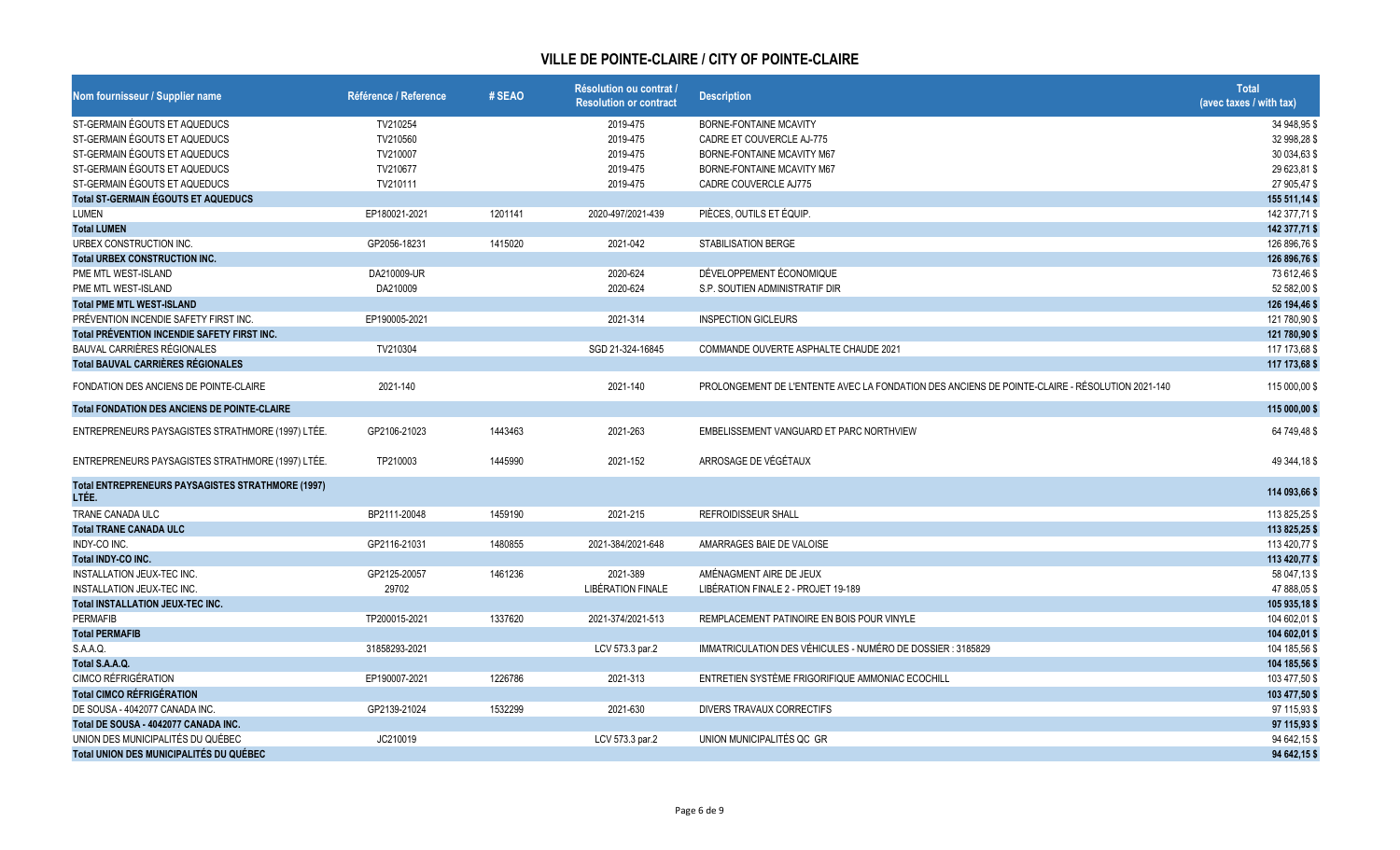## VILLE DE POINTE-CLAIRE / CITY OF POINTE-CLAIRE

| Nom fournisseur / Supplier name | Référence / Reference | # SEAO | Résolution ou contrat / Resolution or contract | Description | Total (avec taxes / with tax) |
|---|---|---|---|---|---|
| ST-GERMAIN ÉGOUTS ET AQUEDUCS | TV210254 | | 2019-475 | BORNE-FONTAINE MCAVITY | 34 948,95 $ |
| ST-GERMAIN ÉGOUTS ET AQUEDUCS | TV210560 | | 2019-475 | CADRE ET COUVERCLE AJ-775 | 32 998,28 $ |
| ST-GERMAIN ÉGOUTS ET AQUEDUCS | TV210007 | | 2019-475 | BORNE-FONTAINE MCAVITY M67 | 30 034,63 $ |
| ST-GERMAIN ÉGOUTS ET AQUEDUCS | TV210677 | | 2019-475 | BORNE-FONTAINE MCAVITY M67 | 29 623,81 $ |
| ST-GERMAIN ÉGOUTS ET AQUEDUCS | TV210111 | | 2019-475 | CADRE COUVERCLE AJ775 | 27 905,47 $ |
| **Total ST-GERMAIN ÉGOUTS ET AQUEDUCS** | | | | | **155 511,14 $** |
| LUMEN | EP180021-2021 | 1201141 | 2020-497/2021-439 | PIÈCES, OUTILS ET ÉQUIP. | 142 377,71 $ |
| **Total LUMEN** | | | | | **142 377,71 $** |
| URBEX CONSTRUCTION INC. | GP2056-18231 | 1415020 | 2021-042 | STABILISATION BERGE | 126 896,76 $ |
| **Total URBEX CONSTRUCTION INC.** | | | | | **126 896,76 $** |
| PME MTL WEST-ISLAND | DA210009-UR | | 2020-624 | DÉVELOPPEMENT ÉCONOMIQUE | 73 612,46 $ |
| PME MTL WEST-ISLAND | DA210009 | | 2020-624 | S.P. SOUTIEN ADMINISTRATIF DIR | 52 582,00 $ |
| **Total PME MTL WEST-ISLAND** | | | | | **126 194,46 $** |
| PRÉVENTION INCENDIE SAFETY FIRST INC. | EP190005-2021 | | 2021-314 | INSPECTION GICLEURS | 121 780,90 $ |
| **Total PRÉVENTION INCENDIE SAFETY FIRST INC.** | | | | | **121 780,90 $** |
| BAUVAL CARRIÈRES RÉGIONALES | TV210304 | | SGD 21-324-16845 | COMMANDE OUVERTE ASPHALTE CHAUDE 2021 | 117 173,68 $ |
| **Total BAUVAL CARRIÈRES RÉGIONALES** | | | | | **117 173,68 $** |
| FONDATION DES ANCIENS DE POINTE-CLAIRE | 2021-140 | | 2021-140 | PROLONGEMENT DE L'ENTENTE AVEC LA FONDATION DES ANCIENS DE POINTE-CLAIRE - RÉSOLUTION 2021-140 | 115 000,00 $ |
| **Total FONDATION DES ANCIENS DE POINTE-CLAIRE** | | | | | **115 000,00 $** |
| ENTREPRENEURS PAYSAGISTES STRATHMORE (1997) LTÉE. | GP2106-21023 | 1443463 | 2021-263 | EMBELISSEMENT VANGUARD ET PARC NORTHVIEW | 64 749,48 $ |
| ENTREPRENEURS PAYSAGISTES STRATHMORE (1997) LTÉE. | TP210003 | 1445990 | 2021-152 | ARROSAGE DE VÉGÉTAUX | 49 344,18 $ |
| **Total ENTREPRENEURS PAYSAGISTES STRATHMORE (1997) LTÉE.** | | | | | **114 093,66 $** |
| TRANE CANADA ULC | BP2111-20048 | 1459190 | 2021-215 | REFROIDISSEUR SHALL | 113 825,25 $ |
| **Total TRANE CANADA ULC** | | | | | **113 825,25 $** |
| INDY-CO INC. | GP2116-21031 | 1480855 | 2021-384/2021-648 | AMARRAGES BAIE DE VALOISE | 113 420,77 $ |
| **Total INDY-CO INC.** | | | | | **113 420,77 $** |
| INSTALLATION JEUX-TEC INC. | GP2125-20057 | 1461236 | 2021-389 | AMÉNAGMENT AIRE DE JEUX | 58 047,13 $ |
| INSTALLATION JEUX-TEC INC. | 29702 | | LIBÉRATION FINALE | LIBÉRATION FINALE 2 - PROJET 19-189 | 47 888,05 $ |
| **Total INSTALLATION JEUX-TEC INC.** | | | | | **105 935,18 $** |
| PERMAFIB | TP200015-2021 | 1337620 | 2021-374/2021-513 | REMPLACEMENT PATINOIRE EN BOIS POUR VINYLE | 104 602,01 $ |
| **Total PERMAFIB** | | | | | **104 602,01 $** |
| S.A.A.Q. | 31858293-2021 | | LCV 573.3 par.2 | IMMATRICULATION DES VÉHICULES - NUMÉRO DE DOSSIER : 3185829 | 104 185,56 $ |
| **Total S.A.A.Q.** | | | | | **104 185,56 $** |
| CIMCO RÉFRIGÉRATION | EP190007-2021 | 1226786 | 2021-313 | ENTRETIEN SYSTÈME FRIGORIFIQUE AMMONIAC ECOCHILL | 103 477,50 $ |
| **Total CIMCO RÉFRIGÉRATION** | | | | | **103 477,50 $** |
| DE SOUSA - 4042077 CANADA INC. | GP2139-21024 | 1532299 | 2021-630 | DIVERS TRAVAUX CORRECTIFS | 97 115,93 $ |
| **Total DE SOUSA - 4042077 CANADA INC.** | | | | | **97 115,93 $** |
| UNION DES MUNICIPALITÉS DU QUÉBEC | JC210019 | | LCV 573.3 par.2 | UNION MUNICIPALITÉS QC GR | 94 642,15 $ |
| **Total UNION DES MUNICIPALITÉS DU QUÉBEC** | | | | | **94 642,15 $** |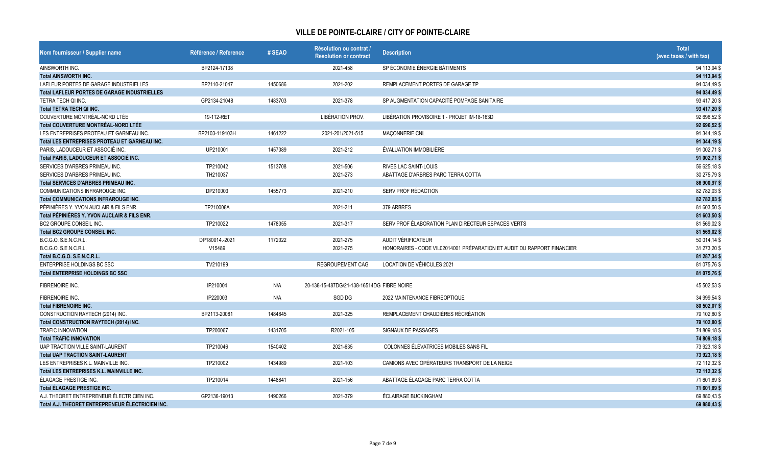## VILLE DE POINTE-CLAIRE / CITY OF POINTE-CLAIRE

| Nom fournisseur / Supplier name | Référence / Reference | # SEAO | Résolution ou contrat / Resolution or contract | Description | Total (avec taxes / with tax) |
|---|---|---|---|---|---|
| AINSWORTH INC. | BP2124-17138 | | 2021-458 | SP ÉCONOMIE ÉNERGIE BÂTIMENTS | 94 113,94 $ |
| **Total AINSWORTH INC.** | | | | | **94 113,94 $** |
| LAFLEUR PORTES DE GARAGE INDUSTRIELLES | BP2110-21047 | 1450686 | 2021-202 | REMPLACEMENT PORTES DE GARAGE TP | 94 034,49 $ |
| **Total LAFLEUR PORTES DE GARAGE INDUSTRIELLES** | | | | | **94 034,49 $** |
| TETRA TECH QI INC. | GP2134-21048 | 1483703 | 2021-378 | SP AUGMENTATION CAPACITÉ POMPAGE SANITAIRE | 93 417,20 $ |
| **Total TETRA TECH QI INC.** | | | | | **93 417,20 $** |
| COUVERTURE MONTRÉAL-NORD LTÉE | 19-112-RET | | LIBÉRATION PROV. | LIBÉRATION PROVISOIRE 1 - PROJET IM-18-163D | 92 696,52 $ |
| **Total COUVERTURE MONTRÉAL-NORD LTÉE** | | | | | **92 696,52 $** |
| LES ENTREPRISES PROTEAU ET GARNEAU INC. | BP2103-119103H | 1461222 | 2021-201/2021-515 | MAÇONNERIE CNL | 91 344,19 $ |
| **Total LES ENTREPRISES PROTEAU ET GARNEAU INC.** | | | | | **91 344,19 $** |
| PARIS, LADOUCEUR ET ASSOCIÉ INC. | UP210001 | 1457089 | 2021-212 | ÉVALUATION IMMOBILIÈRE | 91 002,71 $ |
| **Total PARIS, LADOUCEUR ET ASSOCIÉ INC.** | | | | | **91 002,71 $** |
| SERVICES D'ARBRES PRIMEAU INC. | TP210042 | 1513708 | 2021-506 | RIVES LAC SAINT-LOUIS | 56 625,18 $ |
| SERVICES D'ARBRES PRIMEAU INC. | TH210037 | | 2021-273 | ABATTAGE D'ARBRES PARC TERRA COTTA | 30 275,79 $ |
| **Total SERVICES D'ARBRES PRIMEAU INC.** | | | | | **86 900,97 $** |
| COMMUNICATIONS INFRAROUGE INC. | DP210003 | 1455773 | 2021-210 | SERV PROF RÉDACTION | 82 782,03 $ |
| **Total COMMUNICATIONS INFRAROUGE INC.** | | | | | **82 782,03 $** |
| PÉPINIÈRES Y. YVON AUCLAIR & FILS ENR. | TP210008A | | 2021-211 | 379 ARBRES | 81 603,50 $ |
| **Total PÉPINIÈRES Y. YVON AUCLAIR & FILS ENR.** | | | | | **81 603,50 $** |
| BC2 GROUPE CONSEIL INC. | TP210022 | 1478055 | 2021-317 | SERV PROF ÉLABORATION PLAN DIRECTEUR ESPACES VERTS | 81 569,02 $ |
| **Total BC2 GROUPE CONSEIL INC.** | | | | | **81 569,02 $** |
| B.C.G.O. S.E.N.C.R.L. | DP180014.-2021 | 1172022 | 2021-275 | AUDIT VÉRIFICATEUR | 50 014,14 $ |
| B.C.G.O. S.E.N.C.R.L. | V15489 | | 2021-275 | HONORAIRES - CODE VIL02014001 PRÉPARATION ET AUDIT DU RAPPORT FINANCIER | 31 273,20 $ |
| **Total B.C.G.O. S.E.N.C.R.L.** | | | | | **81 287,34 $** |
| ENTERPRISE HOLDINGS BC SSC | TV210199 | | REGROUPEMENT CAG | LOCATION DE VÉHICULES 2021 | 81 075,76 $ |
| **Total ENTERPRISE HOLDINGS BC SSC** | | | | | **81 075,76 $** |
| FIBRENOIRE INC. | IP210004 | N/A | 20-138-15-487DG/21-138-16514DG | FIBRE NOIRE | 45 502,53 $ |
| FIBRENOIRE INC. | IP220003 | N/A | SGD DG | 2022 MAINTENANCE FIBREOPTIQUE | 34 999,54 $ |
| **Total FIBRENOIRE INC.** | | | | | **80 502,07 $** |
| CONSTRUCTION RAYTECH (2014) INC. | BP2113-20081 | 1484845 | 2021-325 | REMPLACEMENT CHAUDIÈRES RÉCRÉATION | 79 102,80 $ |
| **Total CONSTRUCTION RAYTECH (2014) INC.** | | | | | **79 102,80 $** |
| TRAFIC INNOVATION | TP200067 | 1431705 | R2021-105 | SIGNAUX DE PASSAGES | 74 809,18 $ |
| **Total TRAFIC INNOVATION** | | | | | **74 809,18 $** |
| UAP TRACTION VILLE SAINT-LAURENT | TP210046 | 1540402 | 2021-635 | COLONNES ÉLÉVATRICES MOBILES SANS FIL | 73 923,18 $ |
| **Total UAP TRACTION SAINT-LAURENT** | | | | | **73 923,18 $** |
| LES ENTREPRISES K.L. MAINVILLE INC. | TP210002 | 1434989 | 2021-103 | CAMIONS AVEC OPÉRATEURS TRANSPORT DE LA NEIGE | 72 112,32 $ |
| **Total LES ENTREPRISES K.L. MAINVILLE INC.** | | | | | **72 112,32 $** |
| ÉLAGAGE PRESTIGE INC. | TP210014 | 1448841 | 2021-156 | ABATTAGE ÉLAGAGE PARC TERRA COTTA | 71 601,89 $ |
| **Total ÉLAGAGE PRESTIGE INC.** | | | | | **71 601,89 $** |
| A.J. THEORET ENTREPRENEUR ÉLECTRICIEN INC. | GP2136-19013 | 1490266 | 2021-379 | ÉCLAIRAGE BUCKINGHAM | 69 880,43 $ |
| **Total A.J. THEORET ENTREPRENEUR ÉLECTRICIEN INC.** | | | | | **69 880,43 $** |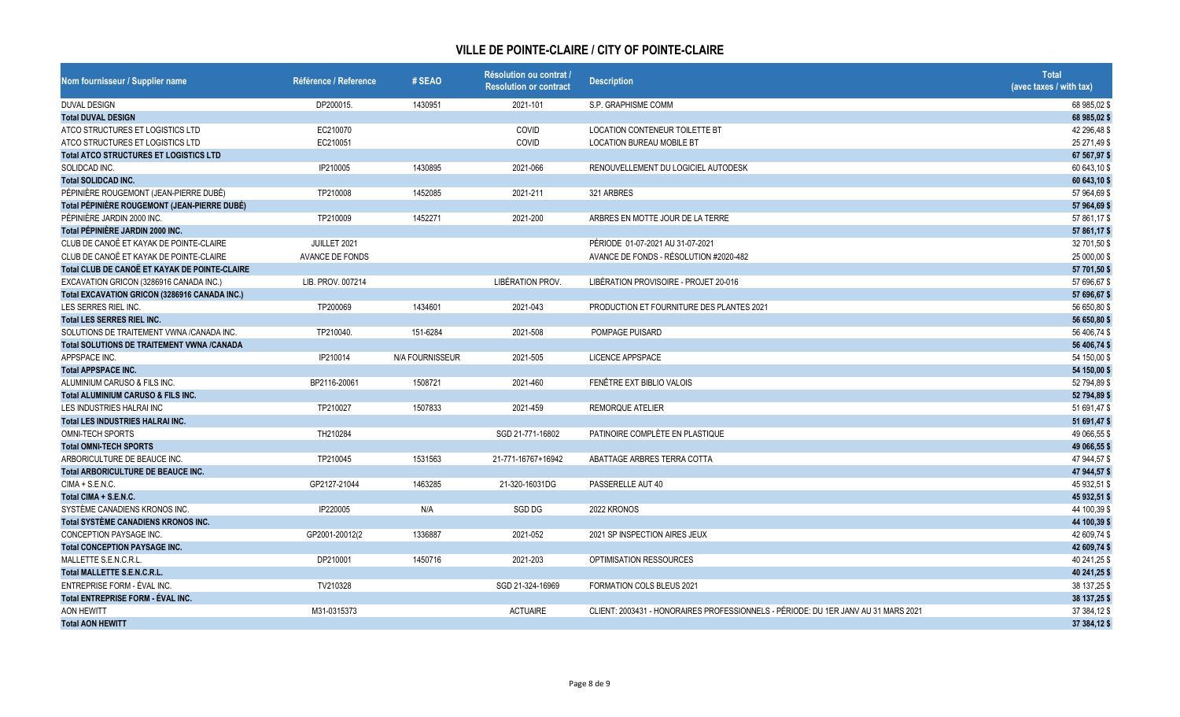# VILLE DE POINTE-CLAIRE / CITY OF POINTE-CLAIRE

| Nom fournisseur / Supplier name | Référence / Reference | # SEAO | Résolution ou contrat / Resolution or contract | Description | Total (avec taxes / with tax) |
|---|---|---|---|---|---|
| DUVAL DESIGN | DP200015. | 1430951 | 2021-101 | S.P. GRAPHISME COMM | 68 985,02 $ |
| **Total DUVAL DESIGN** | | | | | **68 985,02 $** |
| ATCO STRUCTURES ET LOGISTICS LTD | EC210070 | | COVID | LOCATION CONTENEUR TOILETTE BT | 42 296,48 $ |
| ATCO STRUCTURES ET LOGISTICS LTD | EC210051 | | COVID | LOCATION BUREAU MOBILE BT | 25 271,49 $ |
| **Total ATCO STRUCTURES ET LOGISTICS LTD** | | | | | **67 567,97 $** |
| SOLIDCAD INC. | IP210005 | 1430895 | 2021-066 | RENOUVELLEMENT DU LOGICIEL AUTODESK | 60 643,10 $ |
| **Total SOLIDCAD INC.** | | | | | **60 643,10 $** |
| PÉPINIÈRE ROUGEMONT (JEAN-PIERRE DUBÉ) | TP210008 | 1452085 | 2021-211 | 321 ARBRES | 57 964,69 $ |
| **Total PÉPINIÈRE ROUGEMONT (JEAN-PIERRE DUBÉ)** | | | | | **57 964,69 $** |
| PÉPINIÈRE JARDIN 2000 INC. | TP210009 | 1452271 | 2021-200 | ARBRES EN MOTTE JOUR DE LA TERRE | 57 861,17 $ |
| **Total PÉPINIÈRE JARDIN 2000 INC.** | | | | | **57 861,17 $** |
| CLUB DE CANOË ET KAYAK DE POINTE-CLAIRE | JUILLET 2021 | | | PÉRIODE 01-07-2021 AU 31-07-2021 | 32 701,50 $ |
| CLUB DE CANOË ET KAYAK DE POINTE-CLAIRE | AVANCE DE FONDS | | | AVANCE DE FONDS - RÉSOLUTION #2020-482 | 25 000,00 $ |
| **Total CLUB DE CANOË ET KAYAK DE POINTE-CLAIRE** | | | | | **57 701,50 $** |
| EXCAVATION GRICON (3286916 CANADA INC.) | LIB. PROV. 007214 | | LIBÉRATION PROV. | LIBÉRATION PROVISOIRE - PROJET 20-016 | 57 696,67 $ |
| **Total EXCAVATION GRICON (3286916 CANADA INC.)** | | | | | **57 696,67 $** |
| LES SERRES RIEL INC. | TP200069 | 1434601 | 2021-043 | PRODUCTION ET FOURNITURE DES PLANTES 2021 | 56 650,80 $ |
| **Total LES SERRES RIEL INC.** | | | | | **56 650,80 $** |
| SOLUTIONS DE TRAITEMENT VWNA /CANADA INC. | TP210040. | 151-6284 | 2021-508 | POMPAGE PUISARD | 56 406,74 $ |
| **Total SOLUTIONS DE TRAITEMENT VWNA /CANADA** | | | | | **56 406,74 $** |
| APPSPACE INC. | IP210014 | N/A FOURNISSEUR | 2021-505 | LICENCE APPSPACE | 54 150,00 $ |
| **Total APPSPACE INC.** | | | | | **54 150,00 $** |
| ALUMINIUM CARUSO & FILS INC. | BP2116-20061 | 1508721 | 2021-460 | FENÊTRE EXT BIBLIO VALOIS | 52 794,89 $ |
| **Total ALUMINIUM CARUSO & FILS INC.** | | | | | **52 794,89 $** |
| LES INDUSTRIES HALRAI INC | TP210027 | 1507833 | 2021-459 | REMORQUE ATELIER | 51 691,47 $ |
| **Total LES INDUSTRIES HALRAI INC.** | | | | | **51 691,47 $** |
| OMNI-TECH SPORTS | TH210284 | | SGD 21-771-16802 | PATINOIRE COMPLÈTE EN PLASTIQUE | 49 066,55 $ |
| **Total OMNI-TECH SPORTS** | | | | | **49 066,55 $** |
| ARBORICULTURE DE BEAUCE INC. | TP210045 | 1531563 | 21-771-16767+16942 | ABATTAGE ARBRES TERRA COTTA | 47 944,57 $ |
| **Total ARBORICULTURE DE BEAUCE INC.** | | | | | **47 944,57 $** |
| CIMA + S.E.N.C. | GP2127-21044 | 1463285 | 21-320-16031DG | PASSERELLE AUT 40 | 45 932,51 $ |
| **Total CIMA + S.E.N.C.** | | | | | **45 932,51 $** |
| SYSTÈME CANADIENS KRONOS INC. | IP220005 | N/A | SGD DG | 2022 KRONOS | 44 100,39 $ |
| **Total SYSTÈME CANADIENS KRONOS INC.** | | | | | **44 100,39 $** |
| CONCEPTION PAYSAGE INC. | GP2001-20012(2 | 1336887 | 2021-052 | 2021 SP INSPECTION AIRES JEUX | 42 609,74 $ |
| **Total CONCEPTION PAYSAGE INC.** | | | | | **42 609,74 $** |
| MALLETTE S.E.N.C.R.L. | DP210001 | 1450716 | 2021-203 | OPTIMISATION RESSOURCES | 40 241,25 $ |
| **Total MALLETTE S.E.N.C.R.L.** | | | | | **40 241,25 $** |
| ENTREPRISE FORM - ÉVAL INC. | TV210328 | | SGD 21-324-16969 | FORMATION COLS BLEUS 2021 | 38 137,25 $ |
| **Total ENTREPRISE FORM - ÉVAL INC.** | | | | | **38 137,25 $** |
| AON HEWITT | M31-0315373 | | ACTUAIRE | CLIENT: 2003431 - HONORAIRES PROFESSIONNELS - PÉRIODE: DU 1ER JANV AU 31 MARS 2021 | 37 384,12 $ |
| **Total AON HEWITT** | | | | | **37 384,12 $** |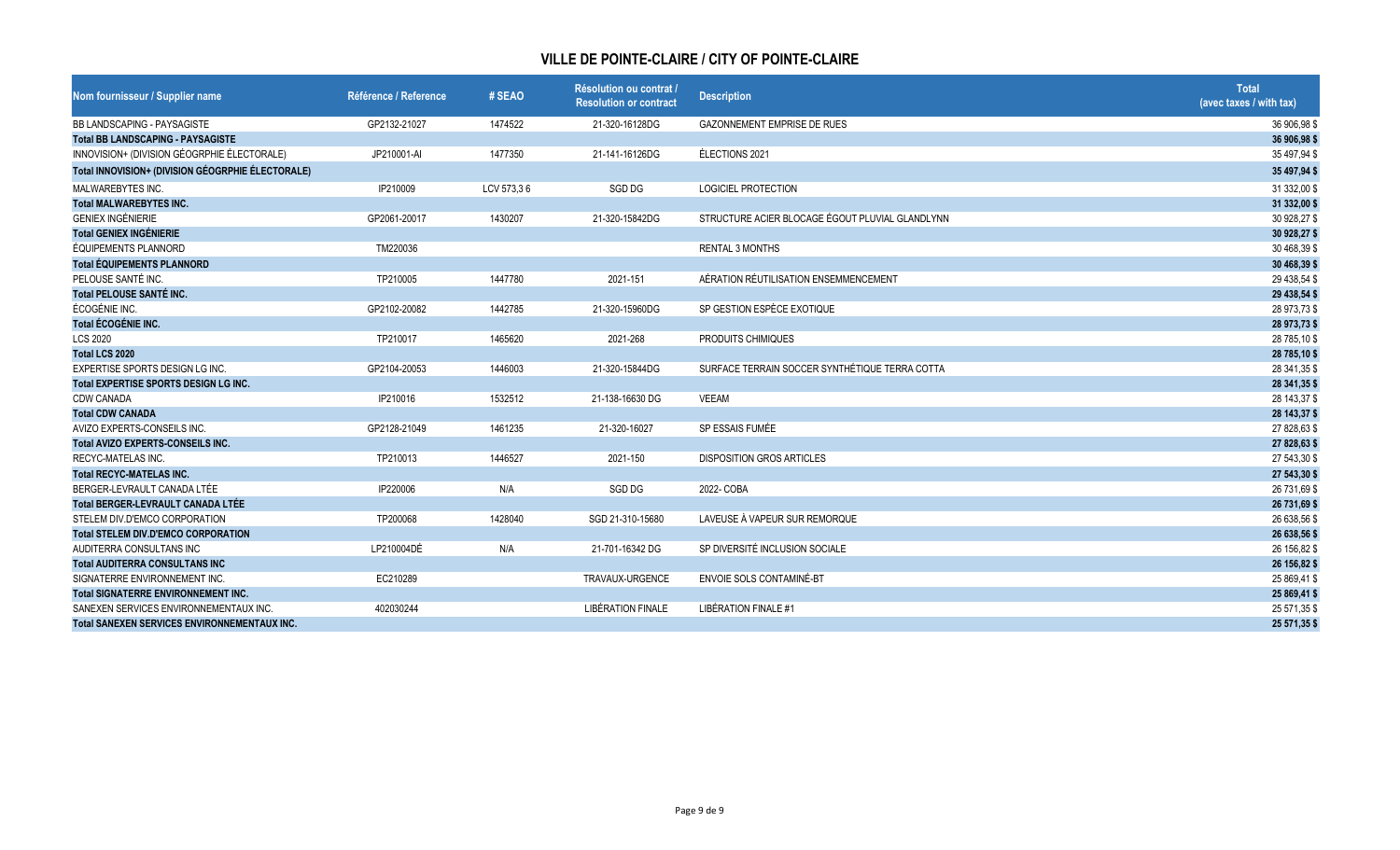## VILLE DE POINTE-CLAIRE / CITY OF POINTE-CLAIRE

| Nom fournisseur / Supplier name | Référence / Reference | # SEAO | Résolution ou contrat / Resolution or contract | Description | Total (avec taxes / with tax) |
|---|---|---|---|---|---|
| BB LANDSCAPING - PAYSAGISTE | GP2132-21027 | 1474522 | 21-320-16128DG | GAZONNEMENT EMPRISE DE RUES | 36 906,98 $ |
| **Total BB LANDSCAPING - PAYSAGISTE** | | | | | **36 906,98 $** |
| INNOVISION+ (DIVISION GÉOGRPHIE ÉLECTORALE) | JP210001-AI | 1477350 | 21-141-16126DG | ÉLECTIONS 2021 | 35 497,94 $ |
| **Total INNOVISION+ (DIVISION GÉOGRPHIE ÉLECTORALE)** | | | | | **35 497,94 $** |
| MALWAREBYTES INC. | IP210009 | LCV 573,3 6 | SGD DG | LOGICIEL PROTECTION | 31 332,00 $ |
| **Total MALWAREBYTES INC.** | | | | | **31 332,00 $** |
| GENIEX INGÉNIERIE | GP2061-20017 | 1430207 | 21-320-15842DG | STRUCTURE ACIER BLOCAGE ÉGOUT PLUVIAL GLANDLYNN | 30 928,27 $ |
| **Total GENIEX INGÉNIERIE** | | | | | **30 928,27 $** |
| ÉQUIPEMENTS PLANNORD | TM220036 | | | RENTAL 3 MONTHS | 30 468,39 $ |
| **Total ÉQUIPEMENTS PLANNORD** | | | | | **30 468,39 $** |
| PELOUSE SANTÉ INC. | TP210005 | 1447780 | 2021-151 | AÉRATION RÉUTILISATION ENSEMMENCEMENT | 29 438,54 $ |
| **Total PELOUSE SANTÉ INC.** | | | | | **29 438,54 $** |
| ÉCOGÉNIE INC. | GP2102-20082 | 1442785 | 21-320-15960DG | SP GESTION ESPÈCE EXOTIQUE | 28 973,73 $ |
| **Total ÉCOGÉNIE INC.** | | | | | **28 973,73 $** |
| LCS 2020 | TP210017 | 1465620 | 2021-268 | PRODUITS CHIMIQUES | 28 785,10 $ |
| **Total LCS 2020** | | | | | **28 785,10 $** |
| EXPERTISE SPORTS DESIGN LG INC. | GP2104-20053 | 1446003 | 21-320-15844DG | SURFACE TERRAIN SOCCER SYNTHÉTIQUE TERRA COTTA | 28 341,35 $ |
| **Total EXPERTISE SPORTS DESIGN LG INC.** | | | | | **28 341,35 $** |
| CDW CANADA | IP210016 | 1532512 | 21-138-16630 DG | VEEAM | 28 143,37 $ |
| **Total CDW CANADA** | | | | | **28 143,37 $** |
| AVIZO EXPERTS-CONSEILS INC. | GP2128-21049 | 1461235 | 21-320-16027 | SP ESSAIS FUMÉE | 27 828,63 $ |
| **Total AVIZO EXPERTS-CONSEILS INC.** | | | | | **27 828,63 $** |
| RECYC-MATELAS INC. | TP210013 | 1446527 | 2021-150 | DISPOSITION GROS ARTICLES | 27 543,30 $ |
| **Total RECYC-MATELAS INC.** | | | | | **27 543,30 $** |
| BERGER-LEVRAULT CANADA LTÉE | IP220006 | N/A | SGD DG | 2022- COBA | 26 731,69 $ |
| **Total BERGER-LEVRAULT CANADA LTÉE** | | | | | **26 731,69 $** |
| STELEM DIV.D'EMCO CORPORATION | TP200068 | 1428040 | SGD 21-310-15680 | LAVEUSE À VAPEUR SUR REMORQUE | 26 638,56 $ |
| **Total STELEM DIV.D'EMCO CORPORATION** | | | | | **26 638,56 $** |
| AUDITERRA CONSULTANS INC | LP210004DÉ | N/A | 21-701-16342 DG | SP DIVERSITÉ INCLUSION SOCIALE | 26 156,82 $ |
| **Total AUDITERRA CONSULTANS INC** | | | | | **26 156,82 $** |
| SIGNATERRE ENVIRONNEMENT INC. | EC210289 | | TRAVAUX-URGENCE | ENVOIE SOLS CONTAMINÉ-BT | 25 869,41 $ |
| **Total SIGNATERRE ENVIRONNEMENT INC.** | | | | | **25 869,41 $** |
| SANEXEN SERVICES ENVIRONNEMENTAUX INC. | 402030244 | | LIBÉRATION FINALE | LIBÉRATION FINALE #1 | 25 571,35 $ |
| **Total SANEXEN SERVICES ENVIRONNEMENTAUX INC.** | | | | | **25 571,35 $** |